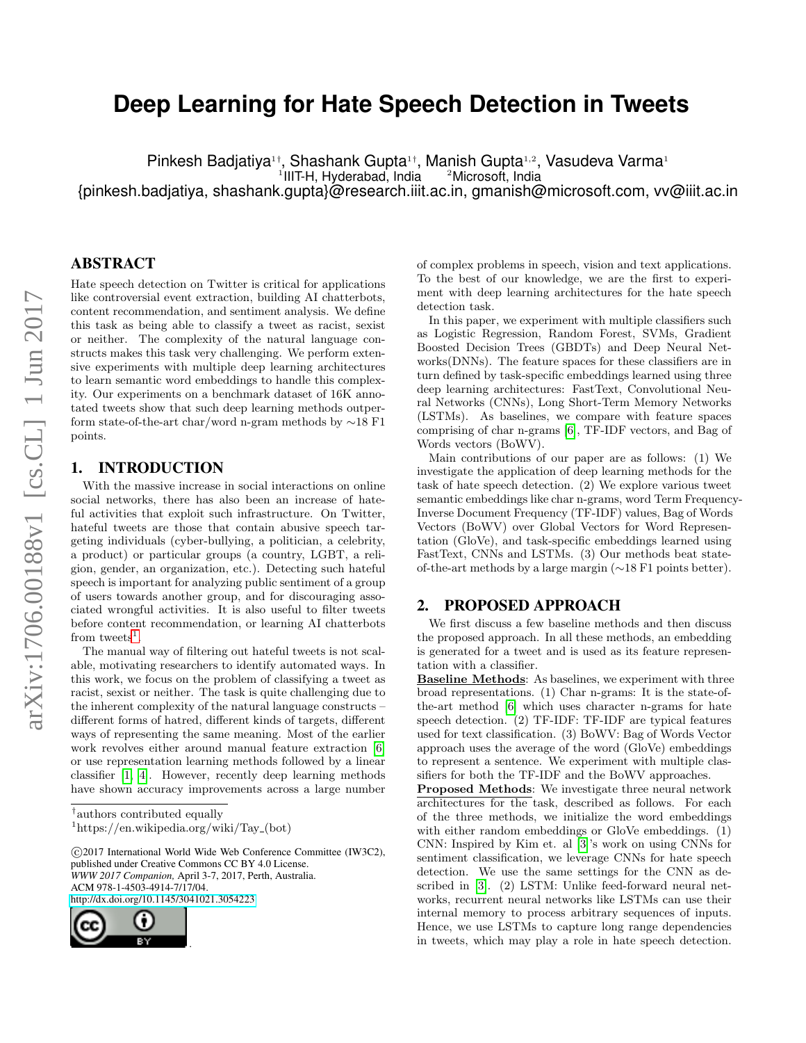# Deep Learning for Hate Speech Detection in Tweets

Pinkesh Badjatiya[1†], Shashank Gupta[1†], Manish Gupta[1,2], Vasudeva Varma[1]
[1]IIIT-H, Hyderabad, India [2]Microsoft, India
{pinkesh.badjatiya, shashank.gupta}@research.iiit.ac.in, gmanish@microsoft.com, vv@iiit.ac.in

## ABSTRACT

Hate speech detection on Twitter is critical for applications like controversial event extraction, building AI chatterbots, content recommendation, and sentiment analysis. We define this task as being able to classify a tweet as racist, sexist or neither. The complexity of the natural language constructs makes this task very challenging. We perform extensive experiments with multiple deep learning architectures to learn semantic word embeddings to handle this complexity. Our experiments on a benchmark dataset of 16K annotated tweets show that such deep learning methods outperform state-of-the-art char/word n-gram methods by ∼18 F1 points.

## 1. INTRODUCTION

With the massive increase in social interactions on online social networks, there has also been an increase of hateful activities that exploit such infrastructure. On Twitter, hateful tweets are those that contain abusive speech targeting individuals (cyber-bullying, a politician, a celebrity, a product) or particular groups (a country, LGBT, a religion, gender, an organization, etc.). Detecting such hateful speech is important for analyzing public sentiment of a group of users towards another group, and for discouraging associated wrongful activities. It is also useful to filter tweets before content recommendation, or learning AI chatterbots from tweets[1].

The manual way of filtering out hateful tweets is not scalable, motivating researchers to identify automated ways. In this work, we focus on the problem of classifying a tweet as racist, sexist or neither. The task is quite challenging due to the inherent complexity of the natural language constructs – different forms of hatred, different kinds of targets, different ways of representing the same meaning. Most of the earlier work revolves either around manual feature extraction [6] or use representation learning methods followed by a linear classifier [1, 4]. However, recently deep learning methods have shown accuracy improvements across a large number of complex problems in speech, vision and text applications. To the best of our knowledge, we are the first to experiment with deep learning architectures for the hate speech detection task.

In this paper, we experiment with multiple classifiers such as Logistic Regression, Random Forest, SVMs, Gradient Boosted Decision Trees (GBDTs) and Deep Neural Networks(DNNs). The feature spaces for these classifiers are in turn defined by task-specific embeddings learned using three deep learning architectures: FastText, Convolutional Neural Networks (CNNs), Long Short-Term Memory Networks (LSTMs). As baselines, we compare with feature spaces comprising of char n-grams [6], TF-IDF vectors, and Bag of Words vectors (BoWV).

Main contributions of our paper are as follows: (1) We investigate the application of deep learning methods for the task of hate speech detection. (2) We explore various tweet semantic embeddings like char n-grams, word Term Frequency-Inverse Document Frequency (TF-IDF) values, Bag of Words Vectors (BoWV) over Global Vectors for Word Representation (GloVe), and task-specific embeddings learned using FastText, CNNs and LSTMs. (3) Our methods beat state-of-the-art methods by a large margin (∼18 F1 points better).

## 2. PROPOSED APPROACH

We first discuss a few baseline methods and then discuss the proposed approach. In all these methods, an embedding is generated for a tweet and is used as its feature representation with a classifier.

**Baseline Methods**: As baselines, we experiment with three broad representations. (1) Char n-grams: It is the state-of-the-art method [6] which uses character n-grams for hate speech detection. (2) TF-IDF: TF-IDF are typical features used for text classification. (3) BoWV: Bag of Words Vector approach uses the average of the word (GloVe) embeddings to represent a sentence. We experiment with multiple classifiers for both the TF-IDF and the BoWV approaches.

**Proposed Methods**: We investigate three neural network architectures for the task, described as follows. For each of the three methods, we initialize the word embeddings with either random embeddings or GloVe embeddings. (1) CNN: Inspired by Kim et. al [3]'s work on using CNNs for sentiment classification, we leverage CNNs for hate speech detection. We use the same settings for the CNN as described in [3]. (2) LSTM: Unlike feed-forward neural networks, recurrent neural networks like LSTMs can use their internal memory to process arbitrary sequences of inputs. Hence, we use LSTMs to capture long range dependencies in tweets, which may play a role in hate speech detection.

†authors contributed equally

[1]https://en.wikipedia.org/wiki/Tay_(bot)

©2017 International World Wide Web Conference Committee (IW3C2), published under Creative Commons CC BY 4.0 License.
*WWW 2017 Companion,* April 3-7, 2017, Perth, Australia.
ACM 978-1-4503-4914-7/17/04.
http://dx.doi.org/10.1145/3041021.3054223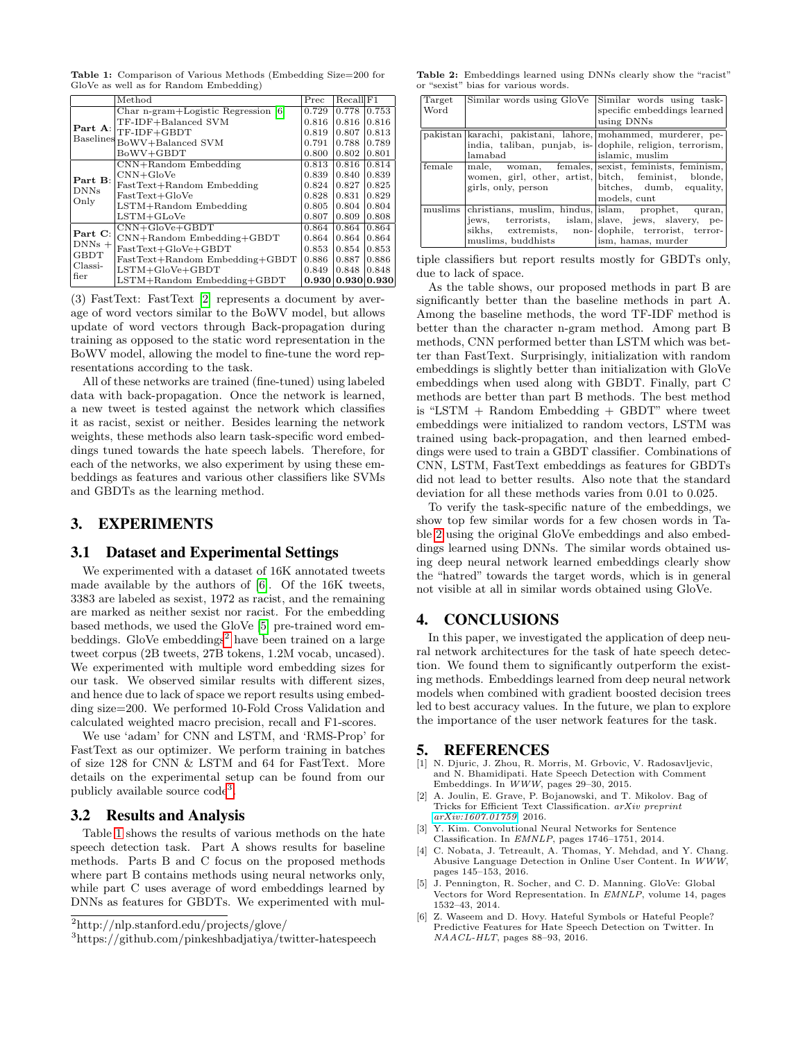**Table 1:** Comparison of Various Methods (Embedding Size=200 for GloVe as well as for Random Embedding)

| | Method | Prec | Recall | F1 |
|---|---|---|---|---|
| **Part A**: Baselines | Char n-gram+Logistic Regression [6] | 0.729 | 0.778 | 0.753 |
| | TF-IDF+Balanced SVM | 0.816 | 0.816 | 0.816 |
| | TF-IDF+GBDT | 0.819 | 0.807 | 0.813 |
| | BoWV+Balanced SVM | 0.791 | 0.788 | 0.789 |
| | BoWV+GBDT | 0.800 | 0.802 | 0.801 |
| **Part B**: DNNs Only | CNN+Random Embedding | 0.813 | 0.816 | 0.814 |
| | CNN+GloVe | 0.839 | 0.840 | 0.839 |
| | FastText+Random Embedding | 0.824 | 0.827 | 0.825 |
| | FastText+GloVe | 0.828 | 0.831 | 0.829 |
| | LSTM+Random Embedding | 0.805 | 0.804 | 0.804 |
| | LSTM+GLoVe | 0.807 | 0.809 | 0.808 |
| **Part C**: DNNs + GBDT Classifier | CNN+GloVe+GBDT | 0.864 | 0.864 | 0.864 |
| | CNN+Random Embedding+GBDT | 0.864 | 0.864 | 0.864 |
| | FastText+GloVe+GBDT | 0.853 | 0.854 | 0.853 |
| | FastText+Random Embedding+GBDT | 0.886 | 0.887 | 0.886 |
| | LSTM+GloVe+GBDT | 0.849 | 0.848 | 0.848 |
| | LSTM+Random Embedding+GBDT | **0.930** | **0.930** | **0.930** |

(3) FastText: FastText [2] represents a document by average of word vectors similar to the BoWV model, but allows update of word vectors through Back-propagation during training as opposed to the static word representation in the BoWV model, allowing the model to fine-tune the word representations according to the task.

All of these networks are trained (fine-tuned) using labeled data with back-propagation. Once the network is learned, a new tweet is tested against the network which classifies it as racist, sexist or neither. Besides learning the network weights, these methods also learn task-specific word embeddings tuned towards the hate speech labels. Therefore, for each of the networks, we also experiment by using these embeddings as features and various other classifiers like SVMs and GBDTs as the learning method.

# 3. EXPERIMENTS

## 3.1 Dataset and Experimental Settings

We experimented with a dataset of 16K annotated tweets made available by the authors of [6]. Of the 16K tweets, 3383 are labeled as sexist, 1972 as racist, and the remaining are marked as neither sexist nor racist. For the embedding based methods, we used the GloVe [5] pre-trained word embeddings. GloVe embeddings[2] have been trained on a large tweet corpus (2B tweets, 27B tokens, 1.2M vocab, uncased). We experimented with multiple word embedding sizes for our task. We observed similar results with different sizes, and hence due to lack of space we report results using embedding size=200. We performed 10-Fold Cross Validation and calculated weighted macro precision, recall and F1-scores.

We use 'adam' for CNN and LSTM, and 'RMS-Prop' for FastText as our optimizer. We perform training in batches of size 128 for CNN & LSTM and 64 for FastText. More details on the experimental setup can be found from our publicly available source code[3].

## 3.2 Results and Analysis

Table 1 shows the results of various methods on the hate speech detection task. Part A shows results for baseline methods. Parts B and C focus on the proposed methods where part B contains methods using neural networks only, while part C uses average of word embeddings learned by DNNs as features for GBDTs. We experimented with multiple classifiers but report results mostly for GBDTs only, due to lack of space.

[2]http://nlp.stanford.edu/projects/glove/

[3]https://github.com/pinkeshbadjatiya/twitter-hatespeech

**Table 2:** Embeddings learned using DNNs clearly show the "racist" or "sexist" bias for various words.

| Target Word | Similar words using GloVe | Similar words using task-specific embeddings learned using DNNs |
|---|---|---|
| pakistan | karachi, pakistani, lahore, india, taliban, punjab, islamabad | mohammed, murderer, pedophile, religion, terrorism, islamic, muslim |
| female | male, woman, females, women, girl, other, artist, girls, only, person | sexist, feminists, feminism, bitch, feminist, blonde, bitches, dumb, equality, models, cunt |
| muslims | christians, muslim, hindus, jews, terrorists, islam, sikhs, extremists, non-muslims, buddhists | islam, prophet, quran, slave, jews, slavery, pedophile, terrorist, terrorism, hamas, murder |

As the table shows, our proposed methods in part B are significantly better than the baseline methods in part A. Among the baseline methods, the word TF-IDF method is better than the character n-gram method. Among part B methods, CNN performed better than LSTM which was better than FastText. Surprisingly, initialization with random embeddings is slightly better than initialization with GloVe embeddings when used along with GBDT. Finally, part C methods are better than part B methods. The best method is "LSTM + Random Embedding + GBDT" where tweet embeddings were initialized to random vectors, LSTM was trained using back-propagation, and then learned embeddings were used to train a GBDT classifier. Combinations of CNN, LSTM, FastText embeddings as features for GBDTs did not lead to better results. Also note that the standard deviation for all these methods varies from 0.01 to 0.025.

To verify the task-specific nature of the embeddings, we show top few similar words for a few chosen words in Table 2 using the original GloVe embeddings and also embeddings learned using DNNs. The similar words obtained using deep neural network learned embeddings clearly show the "hatred" towards the target words, which is in general not visible at all in similar words obtained using GloVe.

# 4. CONCLUSIONS

In this paper, we investigated the application of deep neural network architectures for the task of hate speech detection. We found them to significantly outperform the existing methods. Embeddings learned from deep neural network models when combined with gradient boosted decision trees led to best accuracy values. In the future, we plan to explore the importance of the user network features for the task.

# 5. REFERENCES

[1] N. Djuric, J. Zhou, R. Morris, M. Grbovic, V. Radosavljevic, and N. Bhamidipati. Hate Speech Detection with Comment Embeddings. In *WWW*, pages 29–30, 2015.

[2] A. Joulin, E. Grave, P. Bojanowski, and T. Mikolov. Bag of Tricks for Efficient Text Classification. *arXiv preprint arXiv:1607.01759*, 2016.

[3] Y. Kim. Convolutional Neural Networks for Sentence Classification. In *EMNLP*, pages 1746–1751, 2014.

[4] C. Nobata, J. Tetreault, A. Thomas, Y. Mehdad, and Y. Chang. Abusive Language Detection in Online User Content. In *WWW*, pages 145–153, 2016.

[5] J. Pennington, R. Socher, and C. D. Manning. GloVe: Global Vectors for Word Representation. In *EMNLP*, volume 14, pages 1532–43, 2014.

[6] Z. Waseem and D. Hovy. Hateful Symbols or Hateful People? Predictive Features for Hate Speech Detection on Twitter. In *NAACL-HLT*, pages 88–93, 2016.